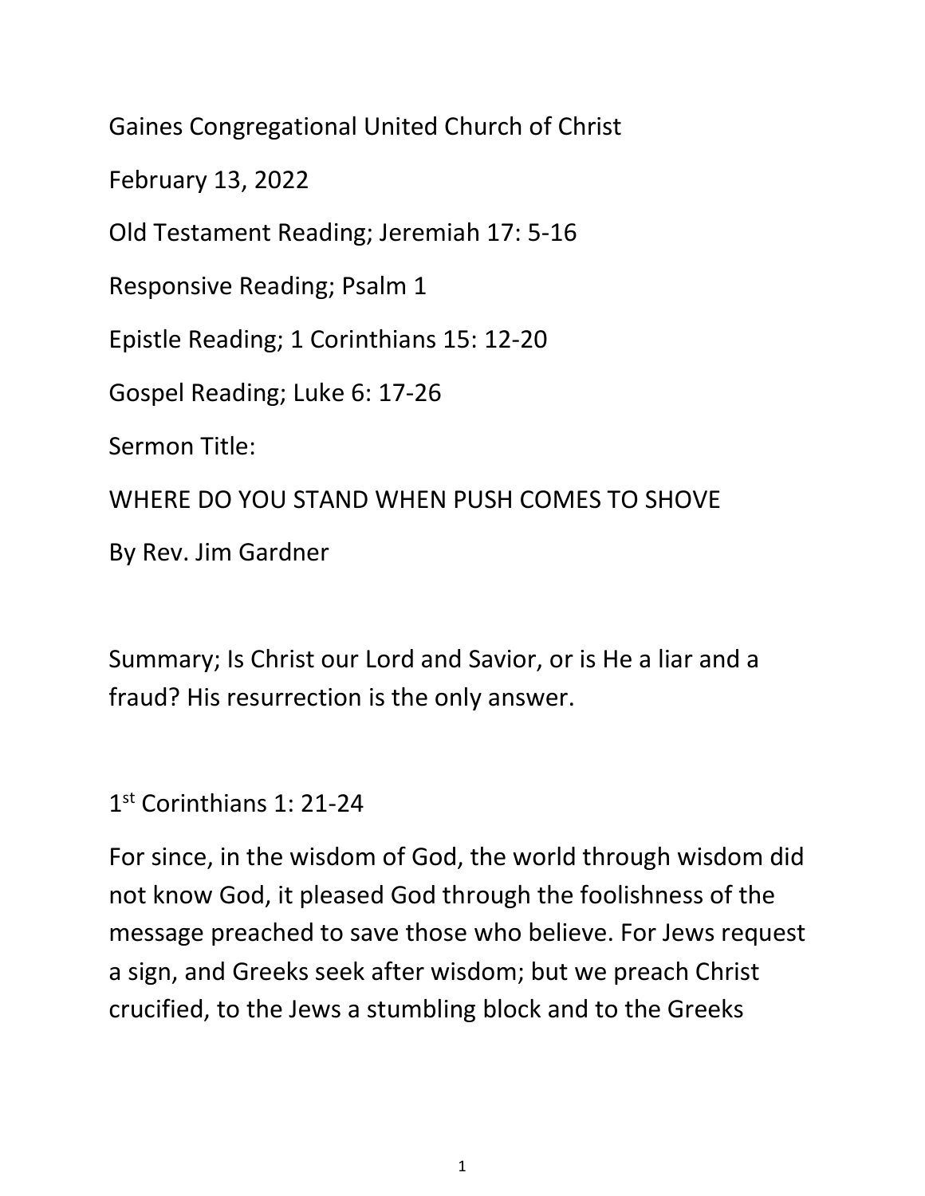Gaines Congregational United Church of Christ

February 13, 2022

Old Testament Reading; Jeremiah 17: 5-16

Responsive Reading; Psalm 1

Epistle Reading; 1 Corinthians 15: 12-20

Gospel Reading; Luke 6: 17-26

Sermon Title:

# WHERE DO YOU STAND WHEN PUSH COMES TO SHOVE

By Rev. Jim Gardner

Summary; Is Christ our Lord and Savior, or is He a liar and a fraud? His resurrection is the only answer.

1st Corinthians 1: 21-24

For since, in the wisdom of God, the world through wisdom did not know God, it pleased God through the foolishness of the message preached to save those who believe. For Jews request a sign, and Greeks seek after wisdom; but we preach Christ crucified, to the Jews a stumbling block and to the Greeks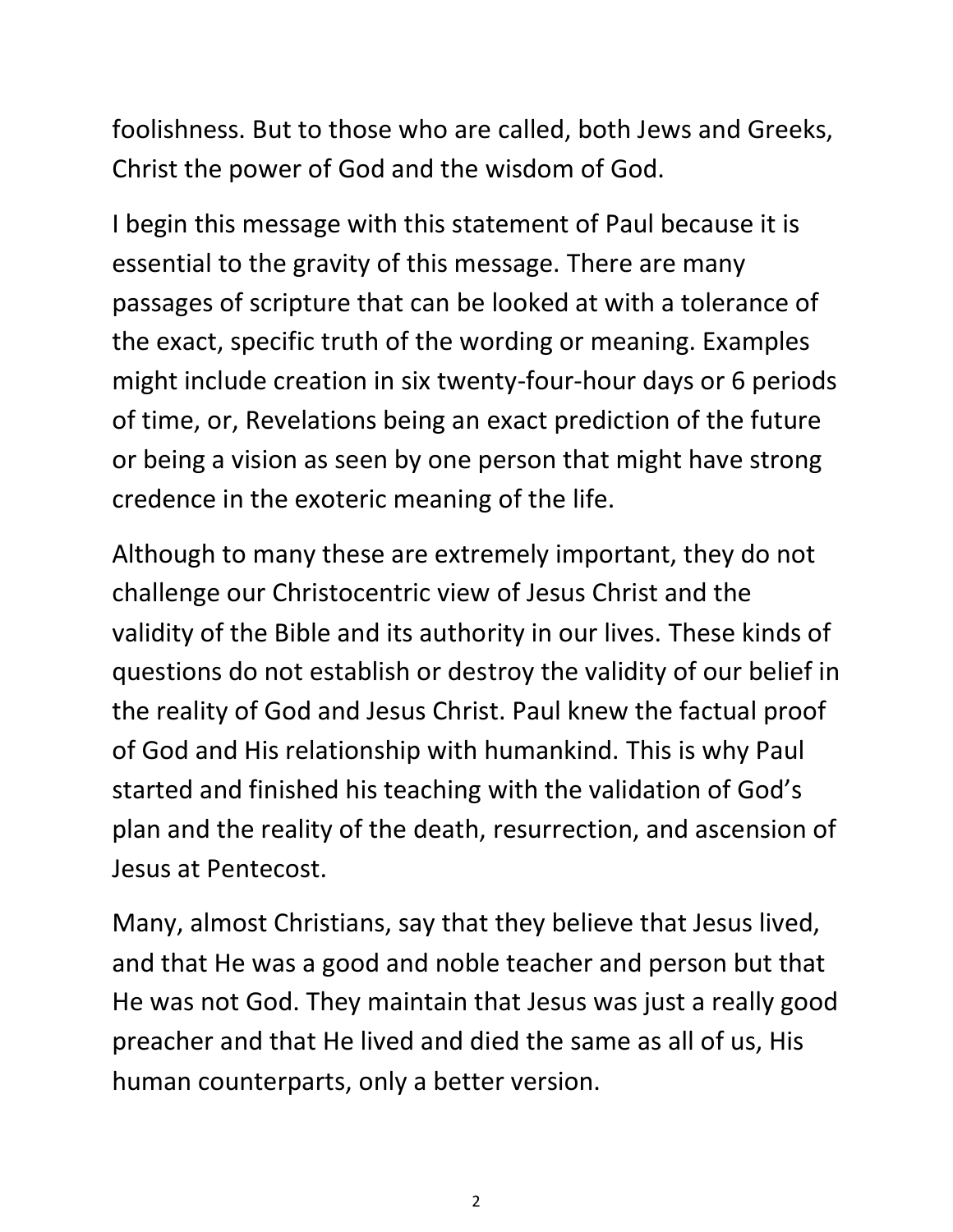foolishness. But to those who are called, both Jews and Greeks, Christ the power of God and the wisdom of God.

I begin this message with this statement of Paul because it is essential to the gravity of this message. There are many passages of scripture that can be looked at with a tolerance of the exact, specific truth of the wording or meaning. Examples might include creation in six twenty-four-hour days or 6 periods of time, or, Revelations being an exact prediction of the future or being a vision as seen by one person that might have strong credence in the exoteric meaning of the life.

Although to many these are extremely important, they do not challenge our Christocentric view of Jesus Christ and the validity of the Bible and its authority in our lives. These kinds of questions do not establish or destroy the validity of our belief in the reality of God and Jesus Christ. Paul knew the factual proof of God and His relationship with humankind. This is why Paul started and finished his teaching with the validation of God's plan and the reality of the death, resurrection, and ascension of Jesus at Pentecost.

Many, almost Christians, say that they believe that Jesus lived, and that He was a good and noble teacher and person but that He was not God. They maintain that Jesus was just a really good preacher and that He lived and died the same as all of us, His human counterparts, only a better version.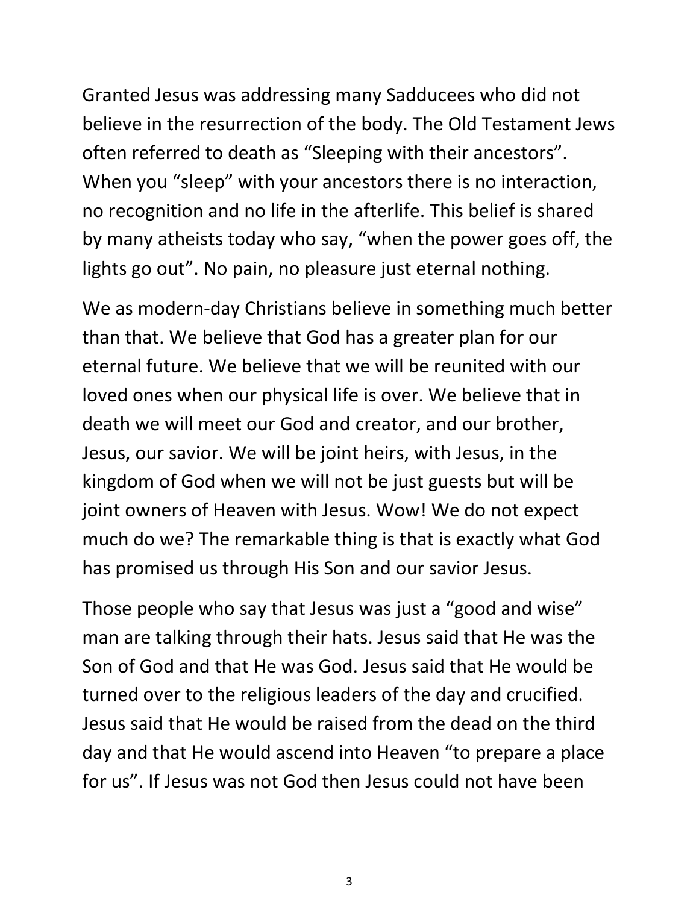Granted Jesus was addressing many Sadducees who did not believe in the resurrection of the body. The Old Testament Jews often referred to death as “Sleeping with their ancestors”. When you “sleep” with your ancestors there is no interaction, no recognition and no life in the afterlife. This belief is shared by many atheists today who say, “when the power goes off, the lights go out”. No pain, no pleasure just eternal nothing.

We as modern-day Christians believe in something much better than that. We believe that God has a greater plan for our eternal future. We believe that we will be reunited with our loved ones when our physical life is over. We believe that in death we will meet our God and creator, and our brother, Jesus, our savior. We will be joint heirs, with Jesus, in the kingdom of God when we will not be just guests but will be joint owners of Heaven with Jesus. Wow! We do not expect much do we? The remarkable thing is that is exactly what God has promised us through His Son and our savior Jesus.

Those people who say that Jesus was just a “good and wise” man are talking through their hats. Jesus said that He was the Son of God and that He was God. Jesus said that He would be turned over to the religious leaders of the day and crucified. Jesus said that He would be raised from the dead on the third day and that He would ascend into Heaven “to prepare a place for us”. If Jesus was not God then Jesus could not have been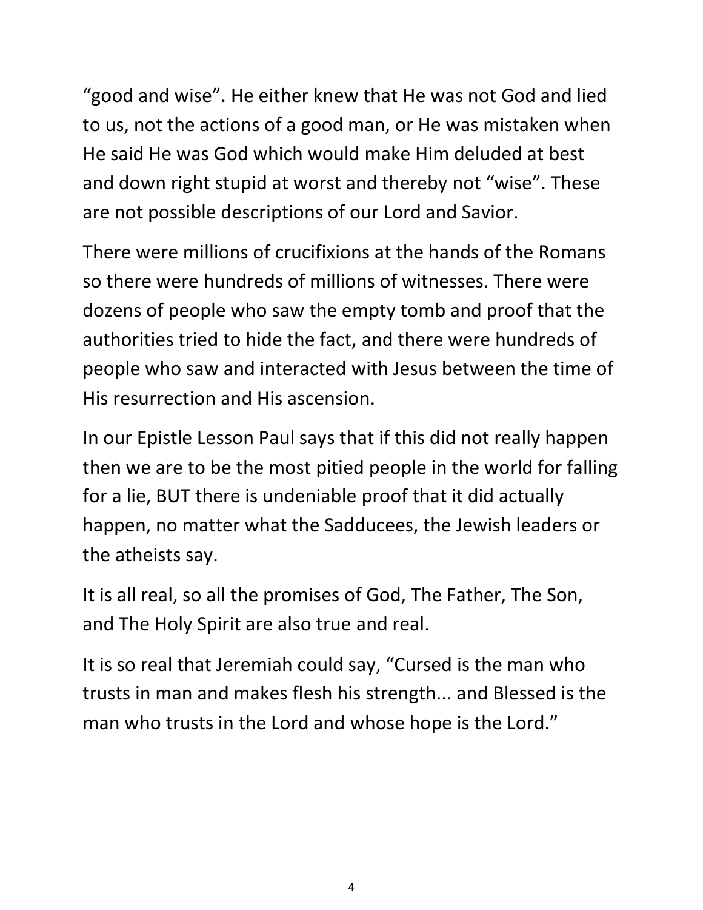"good and wise". He either knew that He was not God and lied to us, not the actions of a good man, or He was mistaken when He said He was God which would make Him deluded at best and down right stupid at worst and thereby not "wise". These are not possible descriptions of our Lord and Savior.

There were millions of crucifixions at the hands of the Romans so there were hundreds of millions of witnesses. There were dozens of people who saw the empty tomb and proof that the authorities tried to hide the fact, and there were hundreds of people who saw and interacted with Jesus between the time of His resurrection and His ascension.

In our Epistle Lesson Paul says that if this did not really happen then we are to be the most pitied people in the world for falling for a lie, BUT there is undeniable proof that it did actually happen, no matter what the Sadducees, the Jewish leaders or the atheists say.

It is all real, so all the promises of God, The Father, The Son, and The Holy Spirit are also true and real.

It is so real that Jeremiah could say, "Cursed is the man who trusts in man and makes flesh his strength... and Blessed is the man who trusts in the Lord and whose hope is the Lord."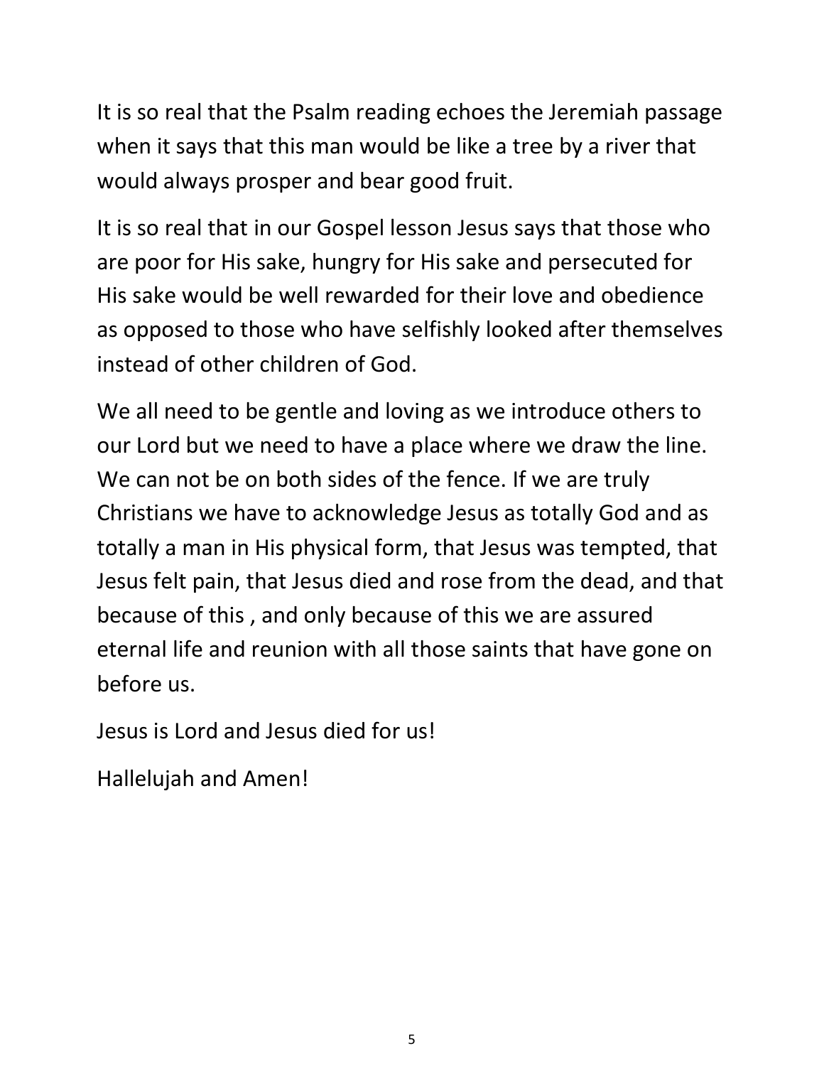It is so real that the Psalm reading echoes the Jeremiah passage when it says that this man would be like a tree by a river that would always prosper and bear good fruit.

It is so real that in our Gospel lesson Jesus says that those who are poor for His sake, hungry for His sake and persecuted for His sake would be well rewarded for their love and obedience as opposed to those who have selfishly looked after themselves instead of other children of God.

We all need to be gentle and loving as we introduce others to our Lord but we need to have a place where we draw the line. We can not be on both sides of the fence. If we are truly Christians we have to acknowledge Jesus as totally God and as totally a man in His physical form, that Jesus was tempted, that Jesus felt pain, that Jesus died and rose from the dead, and that because of this , and only because of this we are assured eternal life and reunion with all those saints that have gone on before us.

Jesus is Lord and Jesus died for us!

Hallelujah and Amen!